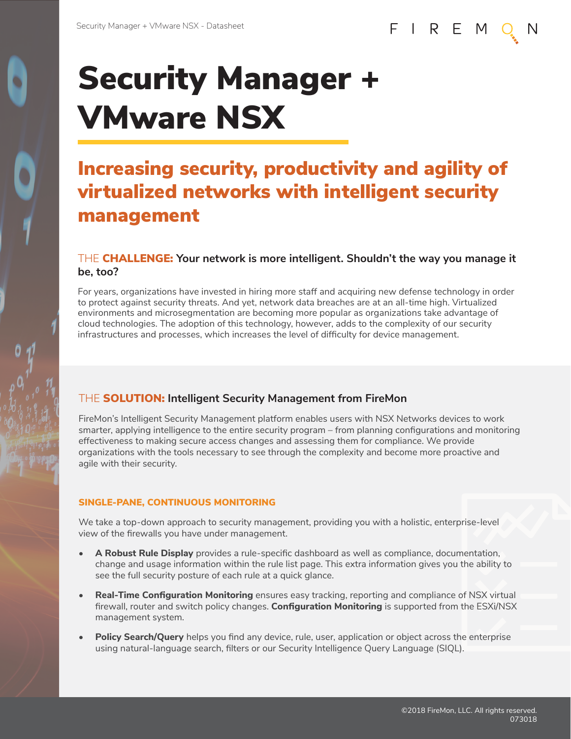// Security Manager + VMware NSX

# Security Manager + VMware NSX

## Increasing security, productivity and agility of virtualized networks with intelligent security management

### THE CHALLENGE: Your network is more intelligent. Shouldn't the way you manage it be, too?

For years, organizations have invested in hiring more staff and acquiring new defense technology in order to protect against security threats. And yet, network data breaches are at an all-time high. Virtualized environments and microsegmentation are becoming more popular as organizations take advantage of cloud technologies. The adoption of this technology, however, adds to the complexity of our security infrastructures and processes, which increases the level of difficulty for device management.

### THE SOLUTION: Intelligent Security Management from FireMon

FireMon's Intelligent Security Management platform enables users with NSX Networks devices to work smarter, applying intelligence to the entire security program – from planning configurations and monitoring effectiveness to making secure access changes and assessing them for compliance. We provide organizations with the tools necessary to see through the complexity and become more proactive and agile with their security.

#### SINGLE-PANE, CONTINUOUS MONITORING

We take a top-down approach to security management, providing you with a holistic, enterprise-level view of the firewalls you have under management.

- **A Robust Rule Display** provides a rule-specific dashboard as well as compliance, documentation, change and usage information within the rule list page. This extra information gives you the ability to see the full security posture of each rule at a quick glance.
- **Real-Time Configuration Monitoring** ensures easy tracking, reporting and compliance of NSX virtual firewall, router and switch policy changes. **Configuration Monitoring** is supported from the ESXi/NSX management system.
- **Policy Search/Query** helps you find any device, rule, user, application or object across the enterprise using natural-language search, filters or our Security Intelligence Query Language (SIQL).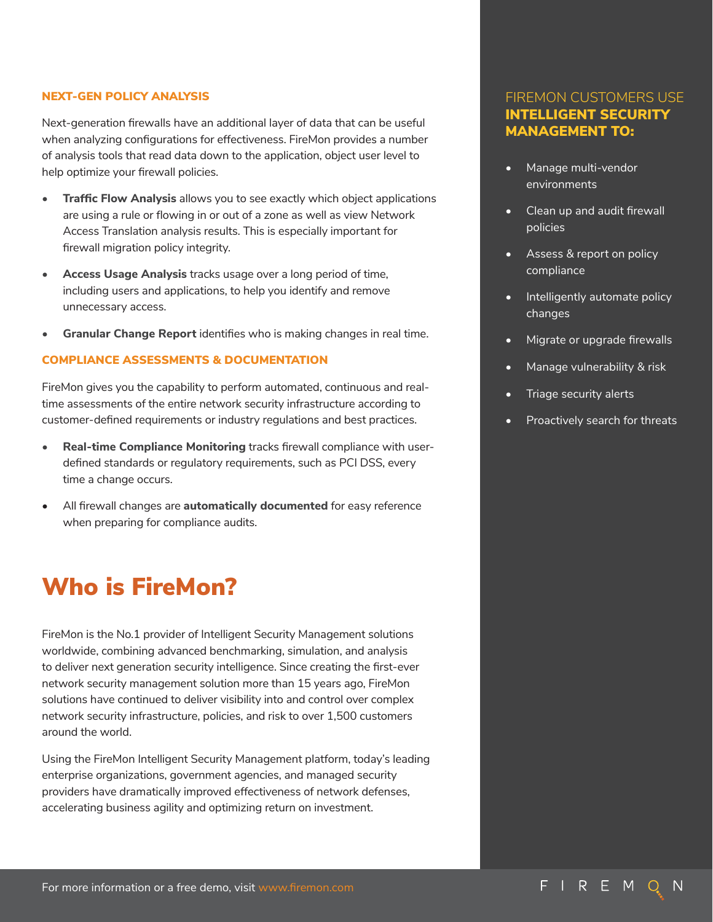### NEXT-GEN POLICY ANALYSIS

Next-generation firewalls have an additional layer of data that can be useful when analyzing configurations for effectiveness. FireMon provides a number of analysis tools that read data down to the application, object user level to help optimize your firewall policies.

- **Traffic Flow Analysis** allows you to see exactly which object applications are using a rule or flowing in or out of a zone as well as view Network Access Translation analysis results. This is especially important for firewall migration policy integrity.
- **Access Usage Analysis** tracks usage over a long period of time, including users and applications, to help you identify and remove unnecessary access.
- **Granular Change Report** identifies who is making changes in real time.

### COMPLIANCE ASSESSMENTS & DOCUMENTATION

FireMon gives you the capability to perform automated, continuous and real-time assessments of the entire network security infrastructure according to customer-defined requirements or industry regulations and best practices.

- **Real-time Compliance Monitoring** tracks firewall compliance with user-defined standards or regulatory requirements, such as PCI DSS, every time a change occurs.
- All firewall changes are **automatically documented** for easy reference when preparing for compliance audits.

## Who is FireMon?

FireMon is the No.1 provider of Intelligent Security Management solutions worldwide, combining advanced benchmarking, simulation, and analysis to deliver next generation security intelligence. Since creating the first-ever network security management solution more than 15 years ago, FireMon solutions have continued to deliver visibility into and control over complex network security infrastructure, policies, and risk to over 1,500 customers around the world.

Using the FireMon Intelligent Security Management platform, today's leading enterprise organizations, government agencies, and managed security providers have dramatically improved effectiveness of network defenses, accelerating business agility and optimizing return on investment.

### FIREMON CUSTOMERS USE **INTELLIGENT SECURITY MANAGEMENT TO:**

- Manage multi-vendor environments
- Clean up and audit firewall policies
- Assess & report on policy compliance
- Intelligently automate policy changes
- Migrate or upgrade firewalls
- Manage vulnerability & risk
- Triage security alerts
- Proactively search for threats

For more information or a free demo, visit www.firemon.com